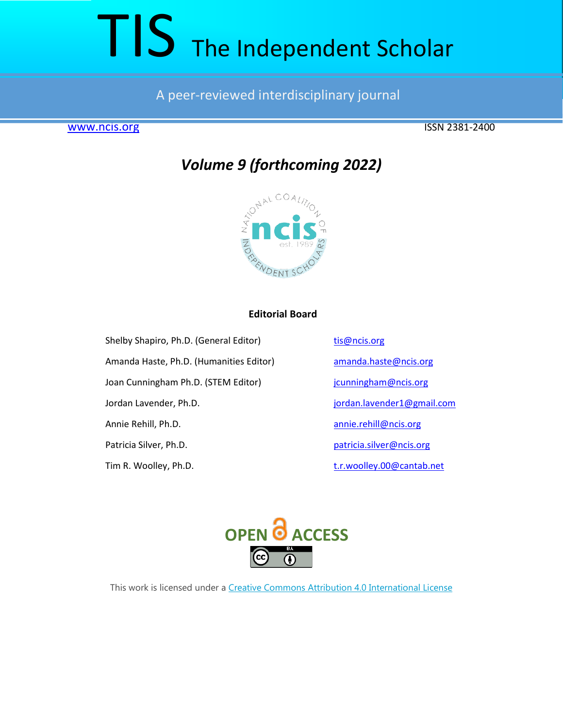# TIS The Independent Scholar

A peer-reviewed interdisciplinary journal

www.ncis.org

ISSN 2381-2400

***Volume 9 (forthcoming 2022)***

**Editorial Board**

| | |
|---|---|
| Shelby Shapiro, Ph.D. (General Editor) | tis@ncis.org |
| Amanda Haste, Ph.D. (Humanities Editor) | amanda.haste@ncis.org |
| Joan Cunningham Ph.D. (STEM Editor) | jcunningham@ncis.org |
| Jordan Lavender, Ph.D. | jordan.lavender1@gmail.com |
| Annie Rehill, Ph.D. | annie.rehill@ncis.org |
| Patricia Silver, Ph.D. | patricia.silver@ncis.org |
| Tim R. Woolley, Ph.D. | t.r.woolley.00@cantab.net |

OPEN ACCESS

This work is licensed under a Creative Commons Attribution 4.0 International License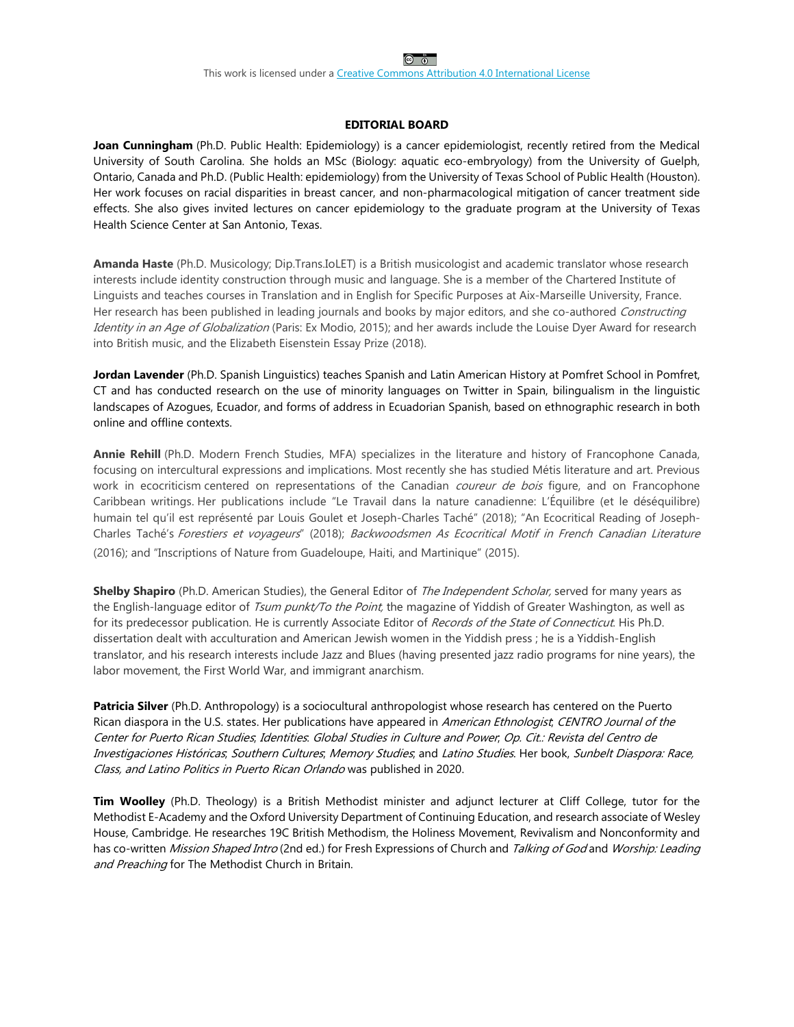This work is licensed under a [Creative Commons Attribution 4.0 International License](https://creativecommons.org/licenses/by/4.0/)

## EDITORIAL BOARD

**Joan Cunningham** (Ph.D. Public Health: Epidemiology) is a cancer epidemiologist, recently retired from the Medical University of South Carolina. She holds an MSc (Biology: aquatic eco-embryology) from the University of Guelph, Ontario, Canada and Ph.D. (Public Health: epidemiology) from the University of Texas School of Public Health (Houston). Her work focuses on racial disparities in breast cancer, and non-pharmacological mitigation of cancer treatment side effects. She also gives invited lectures on cancer epidemiology to the graduate program at the University of Texas Health Science Center at San Antonio, Texas.

**Amanda Haste** (Ph.D. Musicology; Dip.Trans.IoLET) is a British musicologist and academic translator whose research interests include identity construction through music and language. She is a member of the Chartered Institute of Linguists and teaches courses in Translation and in English for Specific Purposes at Aix-Marseille University, France. Her research has been published in leading journals and books by major editors, and she co-authored *Constructing Identity in an Age of Globalization* (Paris: Ex Modio, 2015); and her awards include the Louise Dyer Award for research into British music, and the Elizabeth Eisenstein Essay Prize (2018).

**Jordan Lavender** (Ph.D. Spanish Linguistics) teaches Spanish and Latin American History at Pomfret School in Pomfret, CT and has conducted research on the use of minority languages on Twitter in Spain, bilingualism in the linguistic landscapes of Azogues, Ecuador, and forms of address in Ecuadorian Spanish, based on ethnographic research in both online and offline contexts.

**Annie Rehill** (Ph.D. Modern French Studies, MFA) specializes in the literature and history of Francophone Canada, focusing on intercultural expressions and implications. Most recently she has studied Métis literature and art. Previous work in ecocriticism centered on representations of the Canadian *coureur de bois* figure, and on Francophone Caribbean writings. Her publications include "Le Travail dans la nature canadienne: L'Équilibre (et le déséquilibre) humain tel qu'il est représenté par Louis Goulet et Joseph-Charles Taché" (2018); "An Ecocritical Reading of Joseph-Charles Taché's *Forestiers et voyageurs*" (2018); *Backwoodsmen As Ecocritical Motif in French Canadian Literature* (2016); and "Inscriptions of Nature from Guadeloupe, Haiti, and Martinique" (2015).

**Shelby Shapiro** (Ph.D. American Studies), the General Editor of *The Independent Scholar,* served for many years as the English-language editor of *Tsum punkt/To the Point,* the magazine of Yiddish of Greater Washington, as well as for its predecessor publication. He is currently Associate Editor of *Records of the State of Connecticut*. His Ph.D. dissertation dealt with acculturation and American Jewish women in the Yiddish press ; he is a Yiddish-English translator, and his research interests include Jazz and Blues (having presented jazz radio programs for nine years), the labor movement, the First World War, and immigrant anarchism.

**Patricia Silver** (Ph.D. Anthropology) is a sociocultural anthropologist whose research has centered on the Puerto Rican diaspora in the U.S. states. Her publications have appeared in *American Ethnologist*; *CENTRO Journal of the Center for Puerto Rican Studies*; *Identities*: *Global Studies in Culture and Power*; *Op. Cit.: Revista del Centro de Investigaciones Históricas*; *Southern Cultures*; *Memory Studies*; and *Latino Studies*. Her book, *Sunbelt Diaspora: Race, Class, and Latino Politics in Puerto Rican Orlando* was published in 2020.

**Tim Woolley** (Ph.D. Theology) is a British Methodist minister and adjunct lecturer at Cliff College, tutor for the Methodist E-Academy and the Oxford University Department of Continuing Education, and research associate of Wesley House, Cambridge. He researches 19C British Methodism, the Holiness Movement, Revivalism and Nonconformity and has co-written *Mission Shaped Intro* (2nd ed.) for Fresh Expressions of Church and *Talking of God* and *Worship: Leading and Preaching* for The Methodist Church in Britain.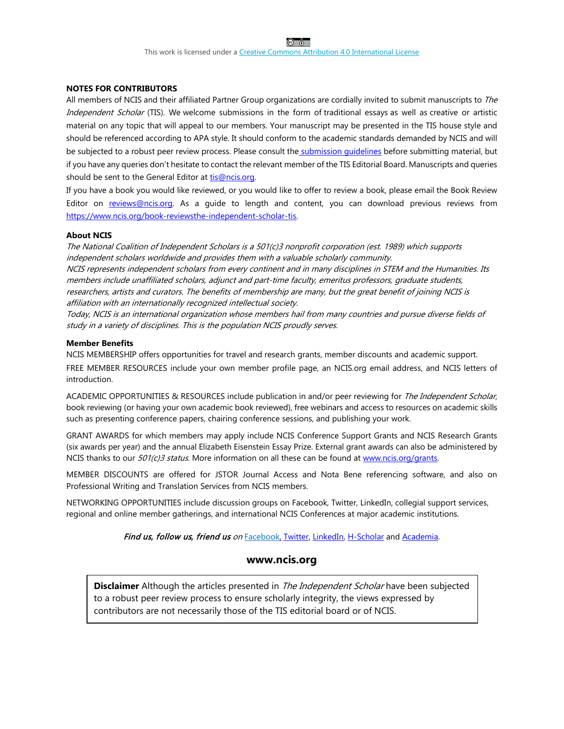This work is licensed under a [Creative Commons Attribution 4.0 International License]

**NOTES FOR CONTRIBUTORS**

All members of NCIS and their affiliated Partner Group organizations are cordially invited to submit manuscripts to *The Independent Scholar* (TIS). We welcome submissions in the form of traditional essays as well as creative or artistic material on any topic that will appeal to our members. Your manuscript may be presented in the TIS house style and should be referenced according to APA style. It should conform to the academic standards demanded by NCIS and will be subjected to a robust peer review process. Please consult the submission guidelines before submitting material, but if you have any queries don't hesitate to contact the relevant member of the TIS Editorial Board. Manuscripts and queries should be sent to the General Editor at tis@ncis.org.

If you have a book you would like reviewed, or you would like to offer to review a book, please email the Book Review Editor on reviews@ncis.org. As a guide to length and content, you can download previous reviews from https://www.ncis.org/book-reviewsthe-independent-scholar-tis.

**About NCIS**

*The National Coalition of Independent Scholars is a 501(c)3 nonprofit corporation (est. 1989) which supports independent scholars worldwide and provides them with a valuable scholarly community.*

*NCIS represents independent scholars from every continent and in many disciplines in STEM and the Humanities. Its members include unaffiliated scholars, adjunct and part-time faculty, emeritus professors, graduate students, researchers, artists and curators. The benefits of membership are many, but the great benefit of joining NCIS is affiliation with an internationally recognized intellectual society.*

*Today, NCIS is an international organization whose members hail from many countries and pursue diverse fields of study in a variety of disciplines. This is the population NCIS proudly serves.*

**Member Benefits**

NCIS MEMBERSHIP offers opportunities for travel and research grants, member discounts and academic support.

FREE MEMBER RESOURCES include your own member profile page, an NCIS.org email address, and NCIS letters of introduction.

ACADEMIC OPPORTUNITIES & RESOURCES include publication in and/or peer reviewing for *The Independent Scholar*, book reviewing (or having your own academic book reviewed), free webinars and access to resources on academic skills such as presenting conference papers, chairing conference sessions, and publishing your work.

GRANT AWARDS for which members may apply include NCIS Conference Support Grants and NCIS Research Grants (six awards per year) and the annual Elizabeth Eisenstein Essay Prize. External grant awards can also be administered by NCIS thanks to our *501(c)3 status*. More information on all these can be found at www.ncis.org/grants.

MEMBER DISCOUNTS are offered for JSTOR Journal Access and Nota Bene referencing software, and also on Professional Writing and Translation Services from NCIS members.

NETWORKING OPPORTUNITIES include discussion groups on Facebook, Twitter, LinkedIn, collegial support services, regional and online member gatherings, and international NCIS Conferences at major academic institutions.

***Find us, follow us, friend us*** *on* Facebook, Twitter, LinkedIn, H-Scholar and Academia.

**www.ncis.org**

**Disclaimer** Although the articles presented in *The Independent Scholar* have been subjected to a robust peer review process to ensure scholarly integrity, the views expressed by contributors are not necessarily those of the TIS editorial board or of NCIS.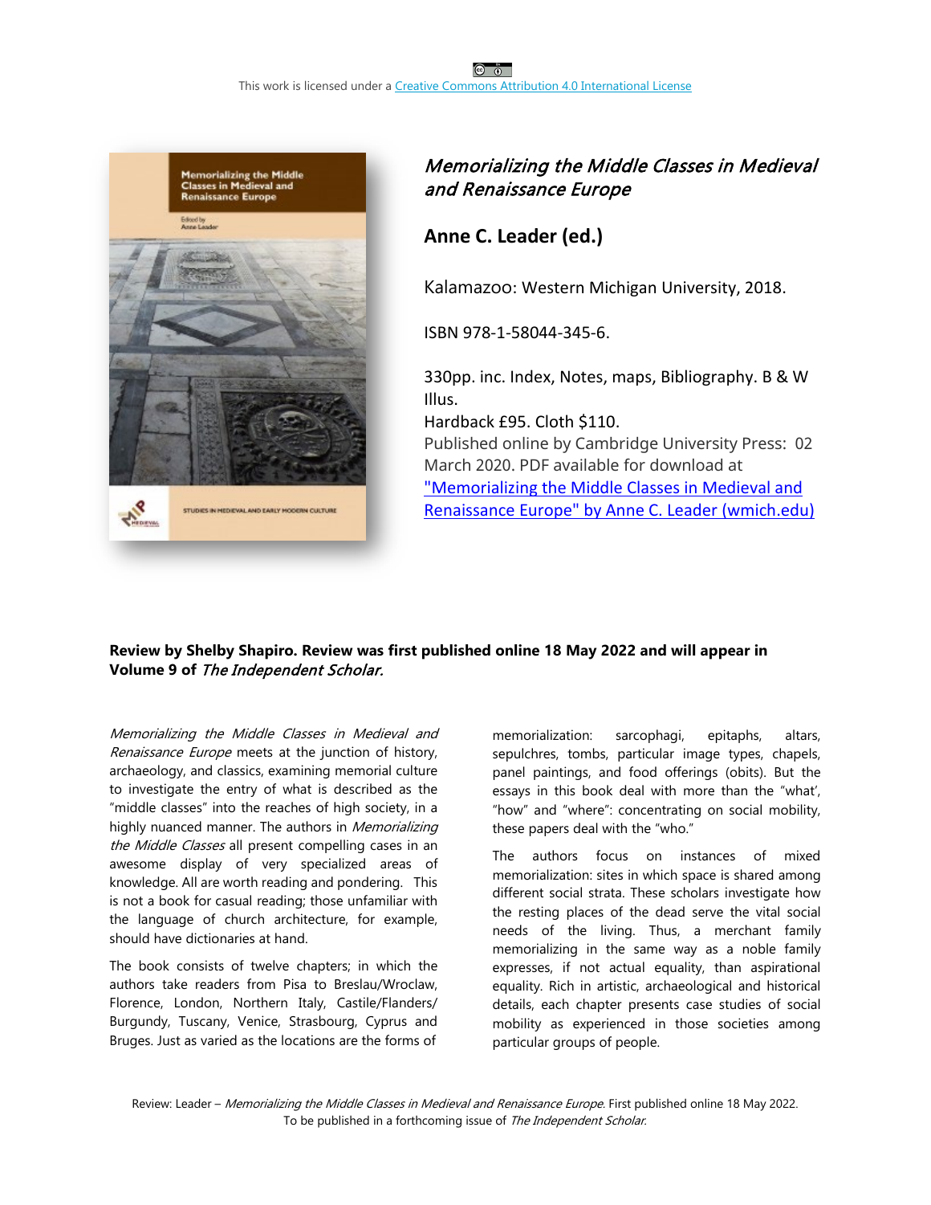This work is licensed under a [Creative Commons Attribution 4.0 International License]

# *Memorializing the Middle Classes in Medieval and Renaissance Europe*

## Anne C. Leader (ed.)

Kalamazoo: Western Michigan University, 2018.

ISBN 978-1-58044-345-6.

330pp. inc. Index, Notes, maps, Bibliography. B & W Illus.
Hardback £95. Cloth $110.
Published online by Cambridge University Press: 02 March 2020. PDF available for download at ["Memorializing the Middle Classes in Medieval and Renaissance Europe" by Anne C. Leader (wmich.edu)]

**Review by Shelby Shapiro. Review was first published online 18 May 2022 and will appear in Volume 9 of *The Independent Scholar.***

*Memorializing the Middle Classes in Medieval and Renaissance Europe* meets at the junction of history, archaeology, and classics, examining memorial culture to investigate the entry of what is described as the "middle classes" into the reaches of high society, in a highly nuanced manner. The authors in *Memorializing the Middle Classes* all present compelling cases in an awesome display of very specialized areas of knowledge. All are worth reading and pondering. This is not a book for casual reading; those unfamiliar with the language of church architecture, for example, should have dictionaries at hand.

The book consists of twelve chapters; in which the authors take readers from Pisa to Breslau/Wroclaw, Florence, London, Northern Italy, Castile/Flanders/Burgundy, Tuscany, Venice, Strasbourg, Cyprus and Bruges. Just as varied as the locations are the forms of memorialization: sarcophagi, epitaphs, altars, sepulchres, tombs, particular image types, chapels, panel paintings, and food offerings (obits). But the essays in this book deal with more than the "what', "how" and "where": concentrating on social mobility, these papers deal with the "who."

The authors focus on instances of mixed memorialization: sites in which space is shared among different social strata. These scholars investigate how the resting places of the dead serve the vital social needs of the living. Thus, a merchant family memorializing in the same way as a noble family expresses, if not actual equality, than aspirational equality. Rich in artistic, archaeological and historical details, each chapter presents case studies of social mobility as experienced in those societies among particular groups of people.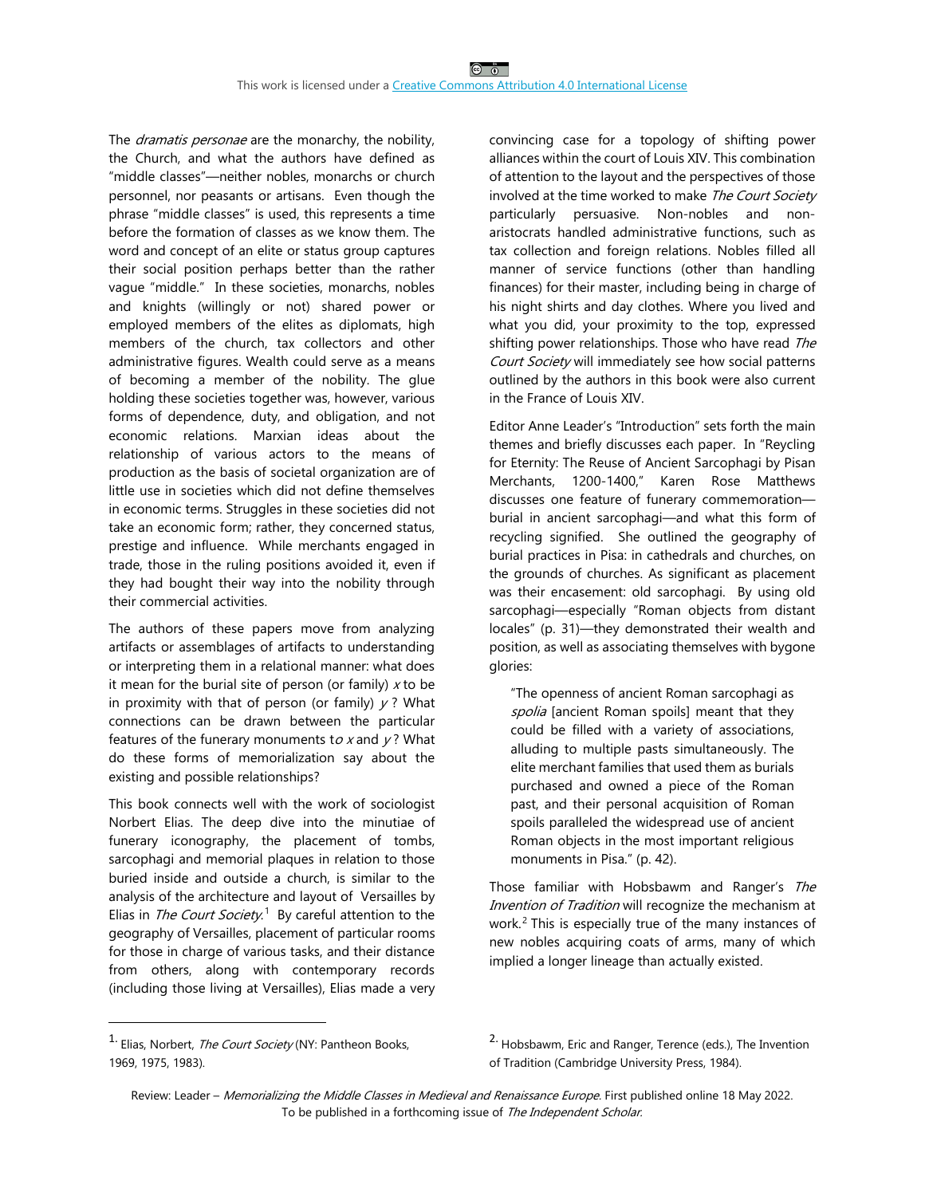The *dramatis personae* are the monarchy, the nobility, the Church, and what the authors have defined as "middle classes"—neither nobles, monarchs or church personnel, nor peasants or artisans. Even though the phrase "middle classes" is used, this represents a time before the formation of classes as we know them. The word and concept of an elite or status group captures their social position perhaps better than the rather vague "middle." In these societies, monarchs, nobles and knights (willingly or not) shared power or employed members of the elites as diplomats, high members of the church, tax collectors and other administrative figures. Wealth could serve as a means of becoming a member of the nobility. The glue holding these societies together was, however, various forms of dependence, duty, and obligation, and not economic relations. Marxian ideas about the relationship of various actors to the means of production as the basis of societal organization are of little use in societies which did not define themselves in economic terms. Struggles in these societies did not take an economic form; rather, they concerned status, prestige and influence. While merchants engaged in trade, those in the ruling positions avoided it, even if they had bought their way into the nobility through their commercial activities.

The authors of these papers move from analyzing artifacts or assemblages of artifacts to understanding or interpreting them in a relational manner: what does it mean for the burial site of person (or family) *x* to be in proximity with that of person (or family) *y* ? What connections can be drawn between the particular features of the funerary monuments t*o x* and *y* ? What do these forms of memorialization say about the existing and possible relationships?

This book connects well with the work of sociologist Norbert Elias. The deep dive into the minutiae of funerary iconography, the placement of tombs, sarcophagi and memorial plaques in relation to those buried inside and outside a church, is similar to the analysis of the architecture and layout of Versailles by Elias in *The Court Society.*[1] By careful attention to the geography of Versailles, placement of particular rooms for those in charge of various tasks, and their distance from others, along with contemporary records (including those living at Versailles), Elias made a very convincing case for a topology of shifting power alliances within the court of Louis XIV. This combination of attention to the layout and the perspectives of those involved at the time worked to make *The Court Society* particularly persuasive. Non-nobles and non-aristocrats handled administrative functions, such as tax collection and foreign relations. Nobles filled all manner of service functions (other than handling finances) for their master, including being in charge of his night shirts and day clothes. Where you lived and what you did, your proximity to the top, expressed shifting power relationships. Those who have read *The Court Society* will immediately see how social patterns outlined by the authors in this book were also current in the France of Louis XIV.

Editor Anne Leader's "Introduction" sets forth the main themes and briefly discusses each paper. In "Reycling for Eternity: The Reuse of Ancient Sarcophagi by Pisan Merchants, 1200-1400," Karen Rose Matthews discusses one feature of funerary commemoration—burial in ancient sarcophagi—and what this form of recycling signified. She outlined the geography of burial practices in Pisa: in cathedrals and churches, on the grounds of churches. As significant as placement was their encasement: old sarcophagi. By using old sarcophagi—especially "Roman objects from distant locales" (p. 31)—they demonstrated their wealth and position, as well as associating themselves with bygone glories:

> "The openness of ancient Roman sarcophagi as *spolia* [ancient Roman spoils] meant that they could be filled with a variety of associations, alluding to multiple pasts simultaneously. The elite merchant families that used them as burials purchased and owned a piece of the Roman past, and their personal acquisition of Roman spoils paralleled the widespread use of ancient Roman objects in the most important religious monuments in Pisa." (p. 42).

Those familiar with Hobsbawm and Ranger's *The Invention of Tradition* will recognize the mechanism at work.[2] This is especially true of the many instances of new nobles acquiring coats of arms, many of which implied a longer lineage than actually existed.

---

[1] Elias, Norbert, *The Court Society* (NY: Pantheon Books, 1969, 1975, 1983).

[2] Hobsbawm, Eric and Ranger, Terence (eds.), The Invention of Tradition (Cambridge University Press, 1984).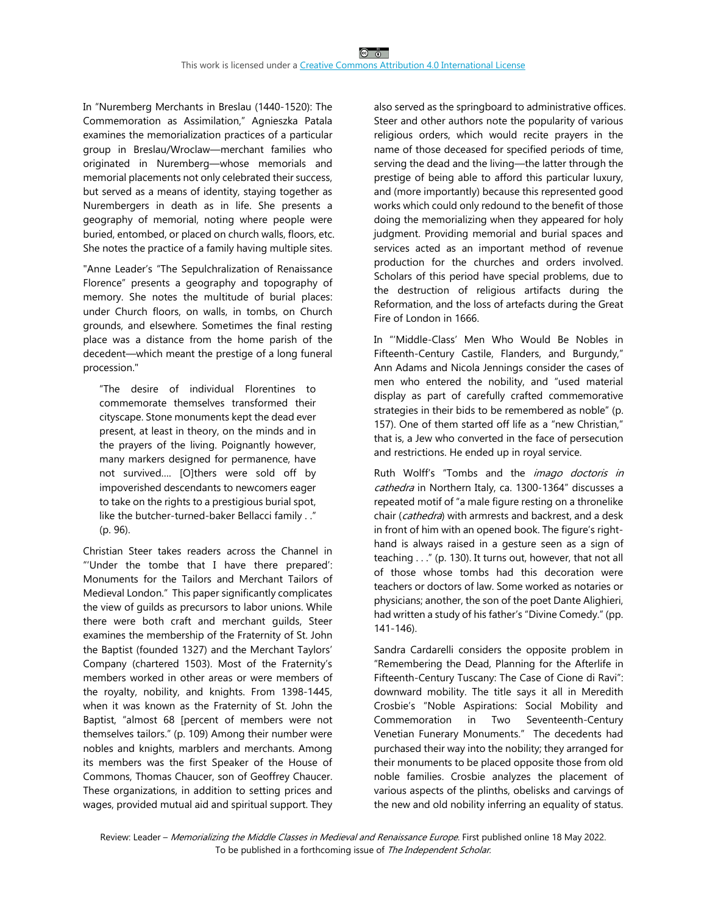In "Nuremberg Merchants in Breslau (1440-1520): The Commemoration as Assimilation," Agnieszka Patala examines the memorialization practices of a particular group in Breslau/Wroclaw—merchant families who originated in Nuremberg—whose memorials and memorial placements not only celebrated their success, but served as a means of identity, staying together as Nurembergers in death as in life. She presents a geography of memorial, noting where people were buried, entombed, or placed on church walls, floors, etc. She notes the practice of a family having multiple sites.

"Anne Leader's "The Sepulchralization of Renaissance Florence" presents a geography and topography of memory. She notes the multitude of burial places: under Church floors, on walls, in tombs, on Church grounds, and elsewhere. Sometimes the final resting place was a distance from the home parish of the decedent—which meant the prestige of a long funeral procession."

> "The desire of individual Florentines to commemorate themselves transformed their cityscape. Stone monuments kept the dead ever present, at least in theory, on the minds and in the prayers of the living. Poignantly however, many markers designed for permanence, have not survived.... [O]thers were sold off by impoverished descendants to newcomers eager to take on the rights to a prestigious burial spot, like the butcher-turned-baker Bellacci family . ." (p. 96).

Christian Steer takes readers across the Channel in "'Under the tombe that I have there prepared': Monuments for the Tailors and Merchant Tailors of Medieval London." This paper significantly complicates the view of guilds as precursors to labor unions. While there were both craft and merchant guilds, Steer examines the membership of the Fraternity of St. John the Baptist (founded 1327) and the Merchant Taylors' Company (chartered 1503). Most of the Fraternity's members worked in other areas or were members of the royalty, nobility, and knights. From 1398-1445, when it was known as the Fraternity of St. John the Baptist, "almost 68 [percent of members were not themselves tailors." (p. 109) Among their number were nobles and knights, marblers and merchants. Among its members was the first Speaker of the House of Commons, Thomas Chaucer, son of Geoffrey Chaucer. These organizations, in addition to setting prices and wages, provided mutual aid and spiritual support. They also served as the springboard to administrative offices. Steer and other authors note the popularity of various religious orders, which would recite prayers in the name of those deceased for specified periods of time, serving the dead and the living—the latter through the prestige of being able to afford this particular luxury, and (more importantly) because this represented good works which could only redound to the benefit of those doing the memorializing when they appeared for holy judgment. Providing memorial and burial spaces and services acted as an important method of revenue production for the churches and orders involved. Scholars of this period have special problems, due to the destruction of religious artifacts during the Reformation, and the loss of artefacts during the Great Fire of London in 1666.

In "'Middle-Class' Men Who Would Be Nobles in Fifteenth-Century Castile, Flanders, and Burgundy," Ann Adams and Nicola Jennings consider the cases of men who entered the nobility, and "used material display as part of carefully crafted commemorative strategies in their bids to be remembered as noble" (p. 157). One of them started off life as a "new Christian," that is, a Jew who converted in the face of persecution and restrictions. He ended up in royal service.

Ruth Wolff's "Tombs and the *imago doctoris in cathedra* in Northern Italy, ca. 1300-1364" discusses a repeated motif of "a male figure resting on a thronelike chair (*cathedra*) with armrests and backrest, and a desk in front of him with an opened book. The figure's right-hand is always raised in a gesture seen as a sign of teaching . . ." (p. 130). It turns out, however, that not all of those whose tombs had this decoration were teachers or doctors of law. Some worked as notaries or physicians; another, the son of the poet Dante Alighieri, had written a study of his father's "Divine Comedy." (pp. 141-146).

Sandra Cardarelli considers the opposite problem in "Remembering the Dead, Planning for the Afterlife in Fifteenth-Century Tuscany: The Case of Cione di Ravi": downward mobility. The title says it all in Meredith Crosbie's "Noble Aspirations: Social Mobility and Commemoration in Two Seventeenth-Century Venetian Funerary Monuments." The decedents had purchased their way into the nobility; they arranged for their monuments to be placed opposite those from old noble families. Crosbie analyzes the placement of various aspects of the plinths, obelisks and carvings of the new and old nobility inferring an equality of status.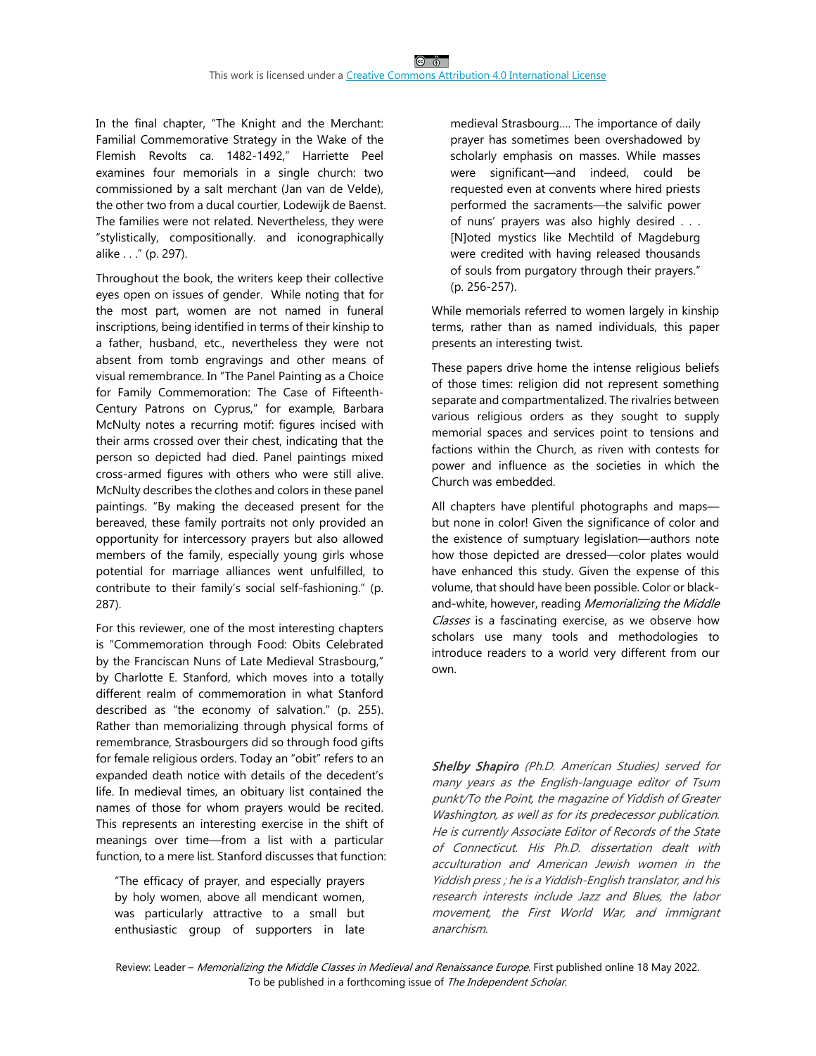In the final chapter, "The Knight and the Merchant: Familial Commemorative Strategy in the Wake of the Flemish Revolts ca. 1482-1492," Harriette Peel examines four memorials in a single church: two commissioned by a salt merchant (Jan van de Velde), the other two from a ducal courtier, Lodewijk de Baenst. The families were not related. Nevertheless, they were "stylistically, compositionally. and iconographically alike . . ." (p. 297).

Throughout the book, the writers keep their collective eyes open on issues of gender. While noting that for the most part, women are not named in funeral inscriptions, being identified in terms of their kinship to a father, husband, etc., nevertheless they were not absent from tomb engravings and other means of visual remembrance. In "The Panel Painting as a Choice for Family Commemoration: The Case of Fifteenth-Century Patrons on Cyprus," for example, Barbara McNulty notes a recurring motif: figures incised with their arms crossed over their chest, indicating that the person so depicted had died. Panel paintings mixed cross-armed figures with others who were still alive. McNulty describes the clothes and colors in these panel paintings. "By making the deceased present for the bereaved, these family portraits not only provided an opportunity for intercessory prayers but also allowed members of the family, especially young girls whose potential for marriage alliances went unfulfilled, to contribute to their family's social self-fashioning." (p. 287).

For this reviewer, one of the most interesting chapters is "Commemoration through Food: Obits Celebrated by the Franciscan Nuns of Late Medieval Strasbourg," by Charlotte E. Stanford, which moves into a totally different realm of commemoration in what Stanford described as "the economy of salvation." (p. 255). Rather than memorializing through physical forms of remembrance, Strasbourgers did so through food gifts for female religious orders. Today an "obit" refers to an expanded death notice with details of the decedent's life. In medieval times, an obituary list contained the names of those for whom prayers would be recited. This represents an interesting exercise in the shift of meanings over time—from a list with a particular function, to a mere list. Stanford discusses that function:

> "The efficacy of prayer, and especially prayers by holy women, above all mendicant women, was particularly attractive to a small but enthusiastic group of supporters in late medieval Strasbourg.... The importance of daily prayer has sometimes been overshadowed by scholarly emphasis on masses. While masses were significant—and indeed, could be requested even at convents where hired priests performed the sacraments—the salvific power of nuns' prayers was also highly desired . . . [N]oted mystics like Mechtild of Magdeburg were credited with having released thousands of souls from purgatory through their prayers." (p. 256-257).

While memorials referred to women largely in kinship terms, rather than as named individuals, this paper presents an interesting twist.

These papers drive home the intense religious beliefs of those times: religion did not represent something separate and compartmentalized. The rivalries between various religious orders as they sought to supply memorial spaces and services point to tensions and factions within the Church, as riven with contests for power and influence as the societies in which the Church was embedded.

All chapters have plentiful photographs and maps—but none in color! Given the significance of color and the existence of sumptuary legislation—authors note how those depicted are dressed—color plates would have enhanced this study. Given the expense of this volume, that should have been possible. Color or black-and-white, however, reading *Memorializing the Middle Classes* is a fascinating exercise, as we observe how scholars use many tools and methodologies to introduce readers to a world very different from our own.

***Shelby Shapiro*** *(Ph.D. American Studies) served for many years as the English-language editor of Tsum punkt/To the Point, the magazine of Yiddish of Greater Washington, as well as for its predecessor publication. He is currently Associate Editor of Records of the State of Connecticut. His Ph.D. dissertation dealt with acculturation and American Jewish women in the Yiddish press ; he is a Yiddish-English translator, and his research interests include Jazz and Blues, the labor movement, the First World War, and immigrant anarchism.*